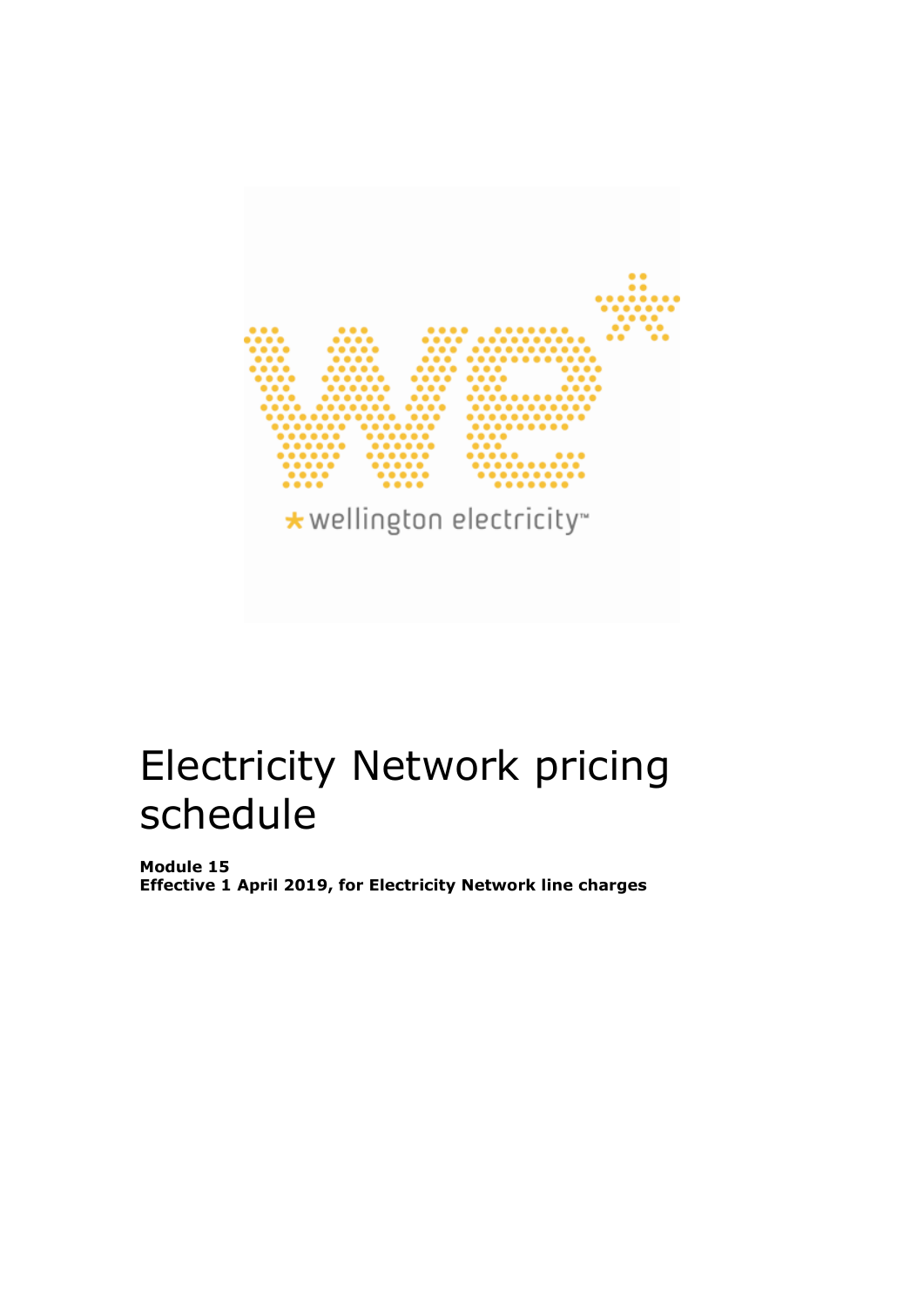# Electricity Network pricing schedule

**Module 15**
**Effective 1 April 2019, for Electricity Network line charges**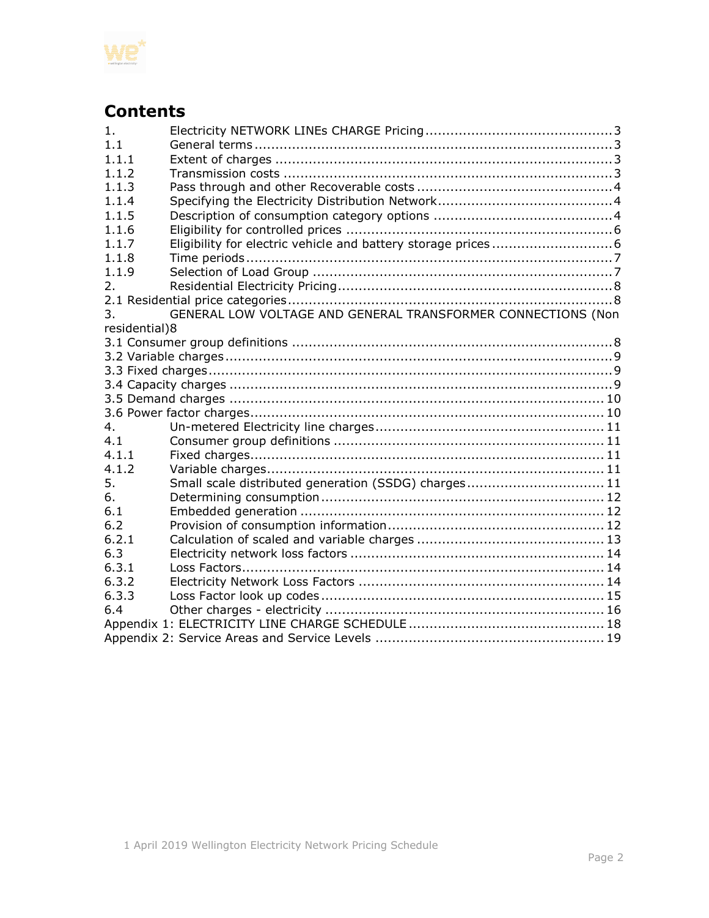# Contents

| | | |
|---|---|---|
| 1. | Electricity NETWORK LINEs CHARGE Pricing | 3 |
| 1.1 | General terms | 3 |
| 1.1.1 | Extent of charges | 3 |
| 1.1.2 | Transmission costs | 3 |
| 1.1.3 | Pass through and other Recoverable costs | 4 |
| 1.1.4 | Specifying the Electricity Distribution Network | 4 |
| 1.1.5 | Description of consumption category options | 4 |
| 1.1.6 | Eligibility for controlled prices | 6 |
| 1.1.7 | Eligibility for electric vehicle and battery storage prices | 6 |
| 1.1.8 | Time periods | 7 |
| 1.1.9 | Selection of Load Group | 7 |
| 2. | Residential Electricity Pricing | 8 |
| 2.1 | Residential price categories | 8 |
| 3. | GENERAL LOW VOLTAGE AND GENERAL TRANSFORMER CONNECTIONS (Non residential) | 8 |
| 3.1 | Consumer group definitions | 8 |
| 3.2 | Variable charges | 9 |
| 3.3 | Fixed charges | 9 |
| 3.4 | Capacity charges | 9 |
| 3.5 | Demand charges | 10 |
| 3.6 | Power factor charges | 10 |
| 4. | Un-metered Electricity line charges | 11 |
| 4.1 | Consumer group definitions | 11 |
| 4.1.1 | Fixed charges | 11 |
| 4.1.2 | Variable charges | 11 |
| 5. | Small scale distributed generation (SSDG) charges | 11 |
| 6. | Determining consumption | 12 |
| 6.1 | Embedded generation | 12 |
| 6.2 | Provision of consumption information | 12 |
| 6.2.1 | Calculation of scaled and variable charges | 13 |
| 6.3 | Electricity network loss factors | 14 |
| 6.3.1 | Loss Factors | 14 |
| 6.3.2 | Electricity Network Loss Factors | 14 |
| 6.3.3 | Loss Factor look up codes | 15 |
| 6.4 | Other charges - electricity | 16 |
| Appendix 1: | ELECTRICITY LINE CHARGE SCHEDULE | 18 |
| Appendix 2: | Service Areas and Service Levels | 19 |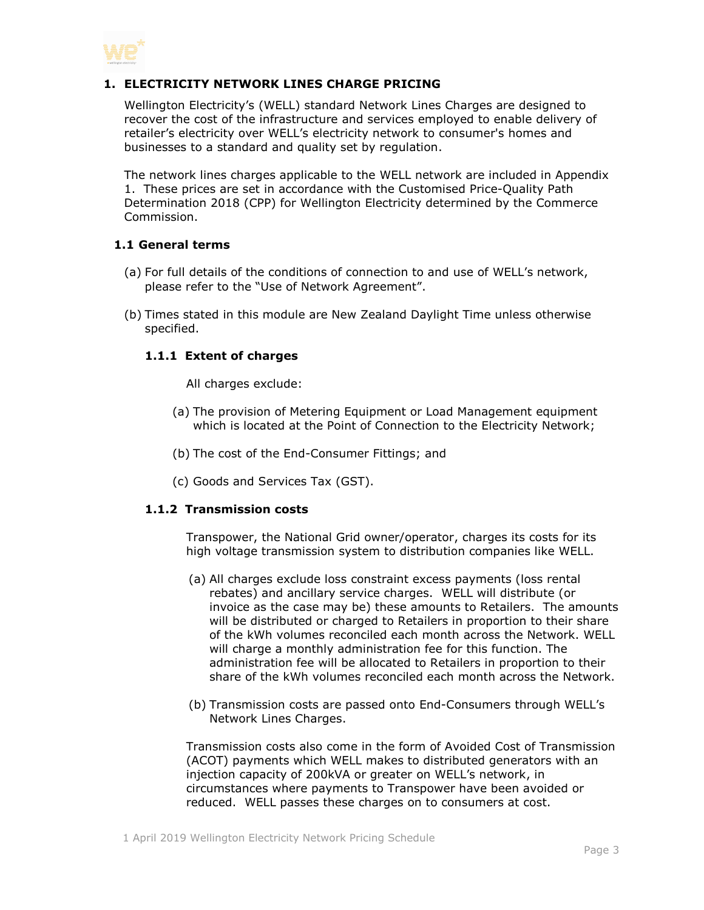# 1. ELECTRICITY NETWORK LINES CHARGE PRICING

Wellington Electricity's (WELL) standard Network Lines Charges are designed to recover the cost of the infrastructure and services employed to enable delivery of retailer's electricity over WELL's electricity network to consumer's homes and businesses to a standard and quality set by regulation.

The network lines charges applicable to the WELL network are included in Appendix 1. These prices are set in accordance with the Customised Price-Quality Path Determination 2018 (CPP) for Wellington Electricity determined by the Commerce Commission.

## 1.1 General terms

(a) For full details of the conditions of connection to and use of WELL's network, please refer to the "Use of Network Agreement".

(b) Times stated in this module are New Zealand Daylight Time unless otherwise specified.

### 1.1.1 Extent of charges

All charges exclude:

(a) The provision of Metering Equipment or Load Management equipment which is located at the Point of Connection to the Electricity Network;

(b) The cost of the End-Consumer Fittings; and

(c) Goods and Services Tax (GST).

### 1.1.2 Transmission costs

Transpower, the National Grid owner/operator, charges its costs for its high voltage transmission system to distribution companies like WELL.

(a) All charges exclude loss constraint excess payments (loss rental rebates) and ancillary service charges. WELL will distribute (or invoice as the case may be) these amounts to Retailers. The amounts will be distributed or charged to Retailers in proportion to their share of the kWh volumes reconciled each month across the Network. WELL will charge a monthly administration fee for this function. The administration fee will be allocated to Retailers in proportion to their share of the kWh volumes reconciled each month across the Network.

(b) Transmission costs are passed onto End-Consumers through WELL's Network Lines Charges.

Transmission costs also come in the form of Avoided Cost of Transmission (ACOT) payments which WELL makes to distributed generators with an injection capacity of 200kVA or greater on WELL's network, in circumstances where payments to Transpower have been avoided or reduced. WELL passes these charges on to consumers at cost.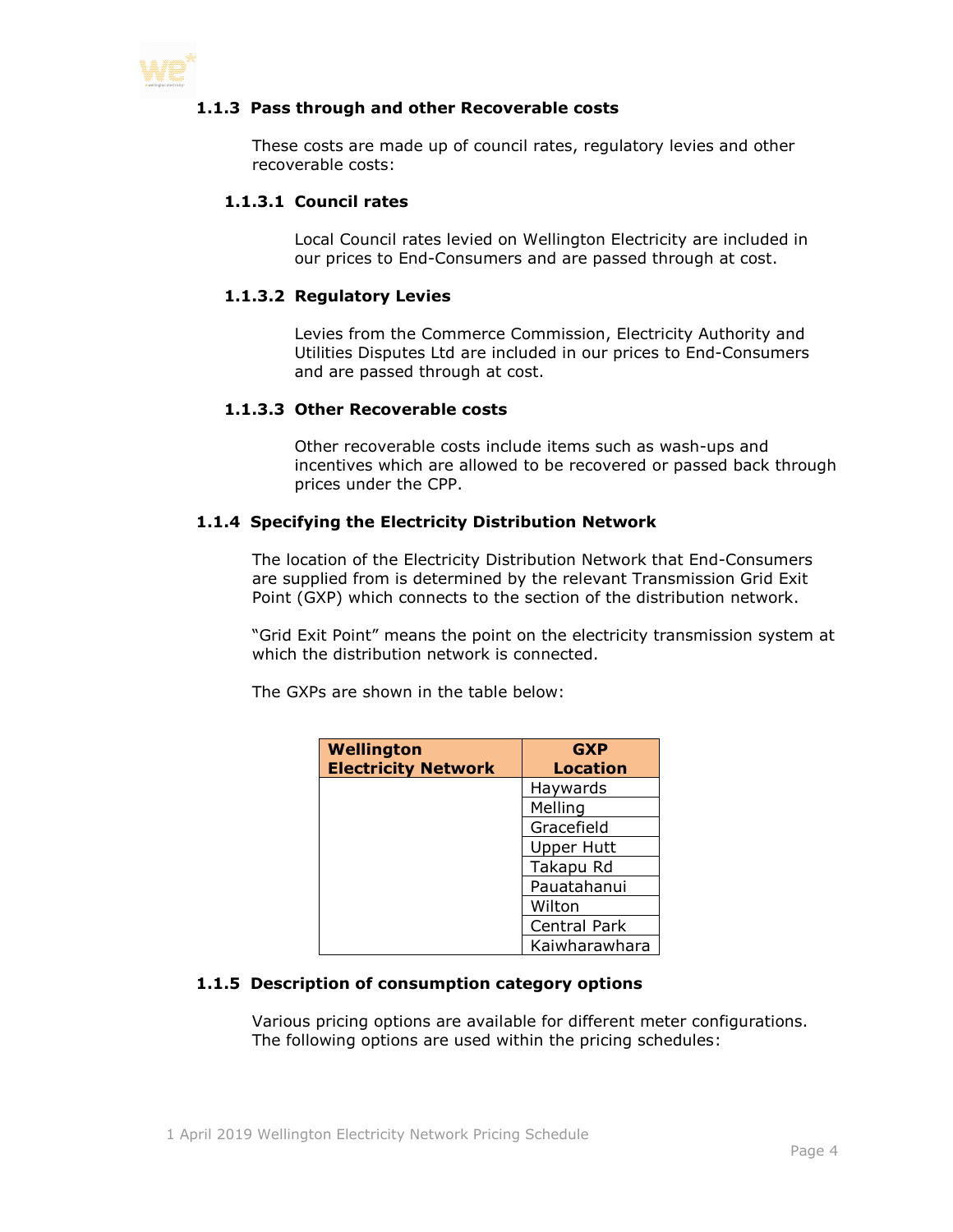### 1.1.3 Pass through and other Recoverable costs

These costs are made up of council rates, regulatory levies and other recoverable costs:

#### 1.1.3.1 Council rates

Local Council rates levied on Wellington Electricity are included in our prices to End-Consumers and are passed through at cost.

#### 1.1.3.2 Regulatory Levies

Levies from the Commerce Commission, Electricity Authority and Utilities Disputes Ltd are included in our prices to End-Consumers and are passed through at cost.

#### 1.1.3.3 Other Recoverable costs

Other recoverable costs include items such as wash-ups and incentives which are allowed to be recovered or passed back through prices under the CPP.

### 1.1.4 Specifying the Electricity Distribution Network

The location of the Electricity Distribution Network that End-Consumers are supplied from is determined by the relevant Transmission Grid Exit Point (GXP) which connects to the section of the distribution network.

"Grid Exit Point" means the point on the electricity transmission system at which the distribution network is connected.

The GXPs are shown in the table below:

| Wellington Electricity Network | GXP Location |
|---|---|
| | Haywards |
| | Melling |
| | Gracefield |
| | Upper Hutt |
| | Takapu Rd |
| | Pauatahanui |
| | Wilton |
| | Central Park |
| | Kaiwharawhara |

### 1.1.5 Description of consumption category options

Various pricing options are available for different meter configurations. The following options are used within the pricing schedules: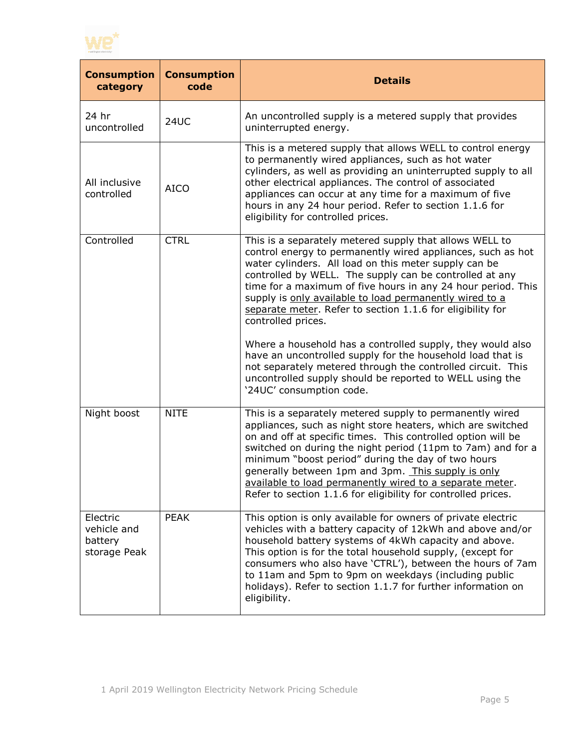| Consumption category | Consumption code | Details |
|---|---|---|
| 24 hr uncontrolled | 24UC | An uncontrolled supply is a metered supply that provides uninterrupted energy. |
| All inclusive controlled | AICO | This is a metered supply that allows WELL to control energy to permanently wired appliances, such as hot water cylinders, as well as providing an uninterrupted supply to all other electrical appliances. The control of associated appliances can occur at any time for a maximum of five hours in any 24 hour period. Refer to section 1.1.6 for eligibility for controlled prices. |
| Controlled | CTRL | This is a separately metered supply that allows WELL to control energy to permanently wired appliances, such as hot water cylinders. All load on this meter supply can be controlled by WELL. The supply can be controlled at any time for a maximum of five hours in any 24 hour period. This supply is only available to load permanently wired to a separate meter. Refer to section 1.1.6 for eligibility for controlled prices.<br><br>Where a household has a controlled supply, they would also have an uncontrolled supply for the household load that is not separately metered through the controlled circuit. This uncontrolled supply should be reported to WELL using the '24UC' consumption code. |
| Night boost | NITE | This is a separately metered supply to permanently wired appliances, such as night store heaters, which are switched on and off at specific times. This controlled option will be switched on during the night period (11pm to 7am) and for a minimum "boost period" during the day of two hours generally between 1pm and 3pm. This supply is only available to load permanently wired to a separate meter. Refer to section 1.1.6 for eligibility for controlled prices. |
| Electric vehicle and battery storage Peak | PEAK | This option is only available for owners of private electric vehicles with a battery capacity of 12kWh and above and/or household battery systems of 4kWh capacity and above. This option is for the total household supply, (except for consumers who also have 'CTRL'), between the hours of 7am to 11am and 5pm to 9pm on weekdays (including public holidays). Refer to section 1.1.7 for further information on eligibility. |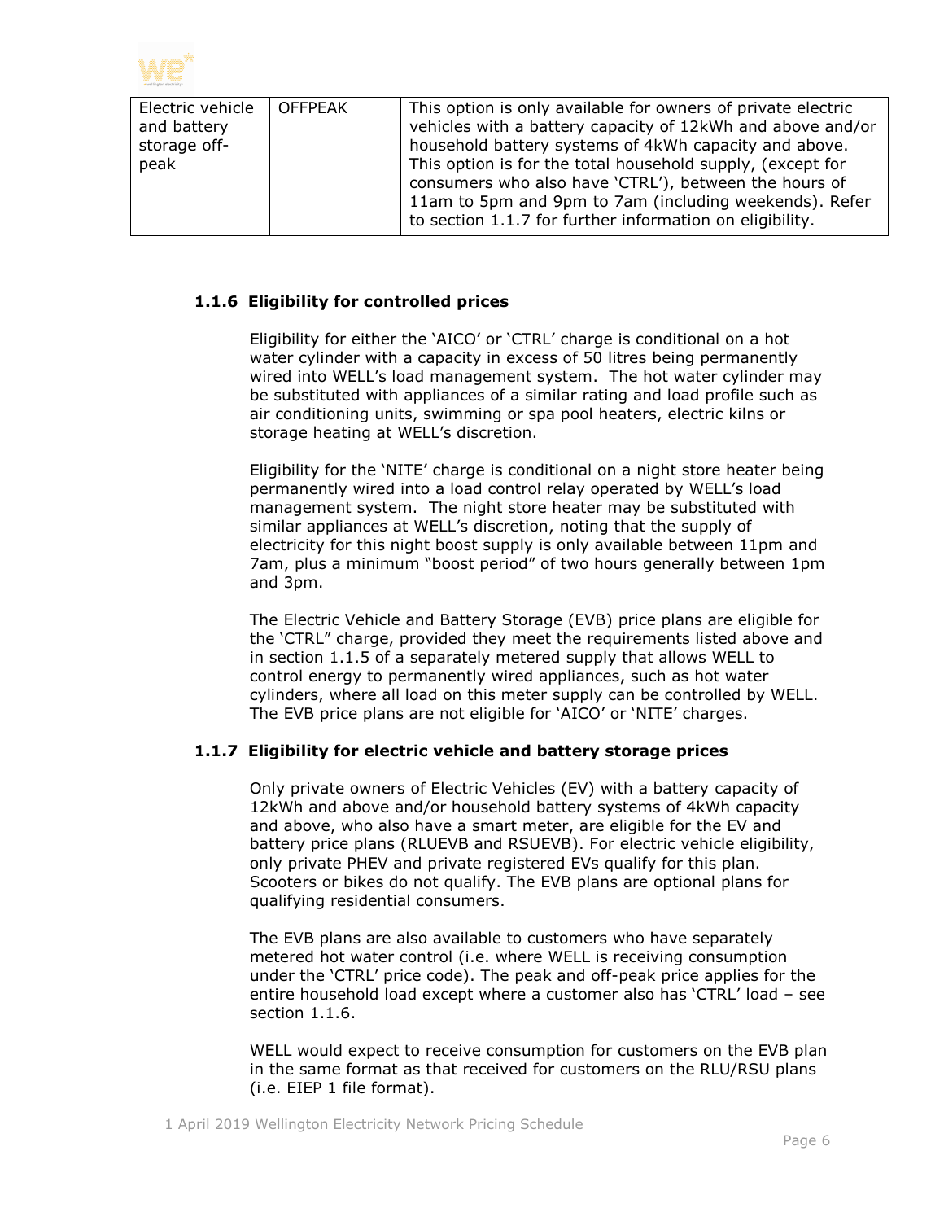| | | |
|---|---|---|
| Electric vehicle and battery storage off-peak | OFFPEAK | This option is only available for owners of private electric vehicles with a battery capacity of 12kWh and above and/or household battery systems of 4kWh capacity and above. This option is for the total household supply, (except for consumers who also have 'CTRL'), between the hours of 11am to 5pm and 9pm to 7am (including weekends). Refer to section 1.1.7 for further information on eligibility. |

### 1.1.6 Eligibility for controlled prices

Eligibility for either the 'AICO' or 'CTRL' charge is conditional on a hot water cylinder with a capacity in excess of 50 litres being permanently wired into WELL's load management system. The hot water cylinder may be substituted with appliances of a similar rating and load profile such as air conditioning units, swimming or spa pool heaters, electric kilns or storage heating at WELL's discretion.

Eligibility for the 'NITE' charge is conditional on a night store heater being permanently wired into a load control relay operated by WELL's load management system. The night store heater may be substituted with similar appliances at WELL's discretion, noting that the supply of electricity for this night boost supply is only available between 11pm and 7am, plus a minimum "boost period" of two hours generally between 1pm and 3pm.

The Electric Vehicle and Battery Storage (EVB) price plans are eligible for the 'CTRL" charge, provided they meet the requirements listed above and in section 1.1.5 of a separately metered supply that allows WELL to control energy to permanently wired appliances, such as hot water cylinders, where all load on this meter supply can be controlled by WELL. The EVB price plans are not eligible for 'AICO' or 'NITE' charges.

### 1.1.7 Eligibility for electric vehicle and battery storage prices

Only private owners of Electric Vehicles (EV) with a battery capacity of 12kWh and above and/or household battery systems of 4kWh capacity and above, who also have a smart meter, are eligible for the EV and battery price plans (RLUEVB and RSUEVB). For electric vehicle eligibility, only private PHEV and private registered EVs qualify for this plan. Scooters or bikes do not qualify. The EVB plans are optional plans for qualifying residential consumers.

The EVB plans are also available to customers who have separately metered hot water control (i.e. where WELL is receiving consumption under the 'CTRL' price code). The peak and off-peak price applies for the entire household load except where a customer also has 'CTRL' load – see section 1.1.6.

WELL would expect to receive consumption for customers on the EVB plan in the same format as that received for customers on the RLU/RSU plans (i.e. EIEP 1 file format).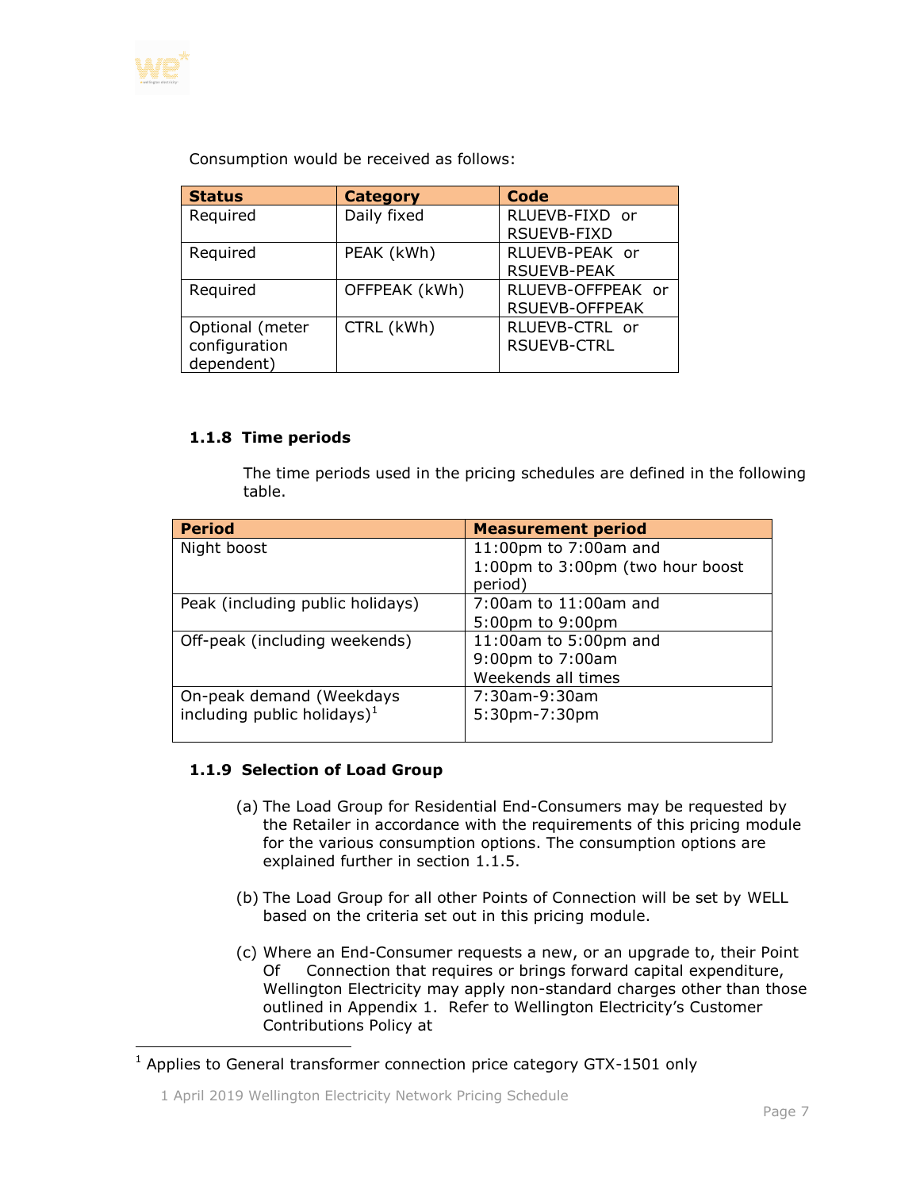Consumption would be received as follows:

| Status | Category | Code |
| --- | --- | --- |
| Required | Daily fixed | RLUEVB-FIXD or RSUEVB-FIXD |
| Required | PEAK (kWh) | RLUEVB-PEAK or RSUEVB-PEAK |
| Required | OFFPEAK (kWh) | RLUEVB-OFFPEAK or RSUEVB-OFFPEAK |
| Optional (meter configuration dependent) | CTRL (kWh) | RLUEVB-CTRL or RSUEVB-CTRL |

### 1.1.8 Time periods

The time periods used in the pricing schedules are defined in the following table.

| Period | Measurement period |
| --- | --- |
| Night boost | 11:00pm to 7:00am and 1:00pm to 3:00pm (two hour boost period) |
| Peak (including public holidays) | 7:00am to 11:00am and 5:00pm to 9:00pm |
| Off-peak (including weekends) | 11:00am to 5:00pm and 9:00pm to 7:00am Weekends all times |
| On-peak demand (Weekdays including public holidays)[1] | 7:30am-9:30am 5:30pm-7:30pm |

### 1.1.9 Selection of Load Group

(a) The Load Group for Residential End-Consumers may be requested by the Retailer in accordance with the requirements of this pricing module for the various consumption options. The consumption options are explained further in section 1.1.5.

(b) The Load Group for all other Points of Connection will be set by WELL based on the criteria set out in this pricing module.

(c) Where an End-Consumer requests a new, or an upgrade to, their Point Of Connection that requires or brings forward capital expenditure, Wellington Electricity may apply non-standard charges other than those outlined in Appendix 1. Refer to Wellington Electricity's Customer Contributions Policy at

[1] Applies to General transformer connection price category GTX-1501 only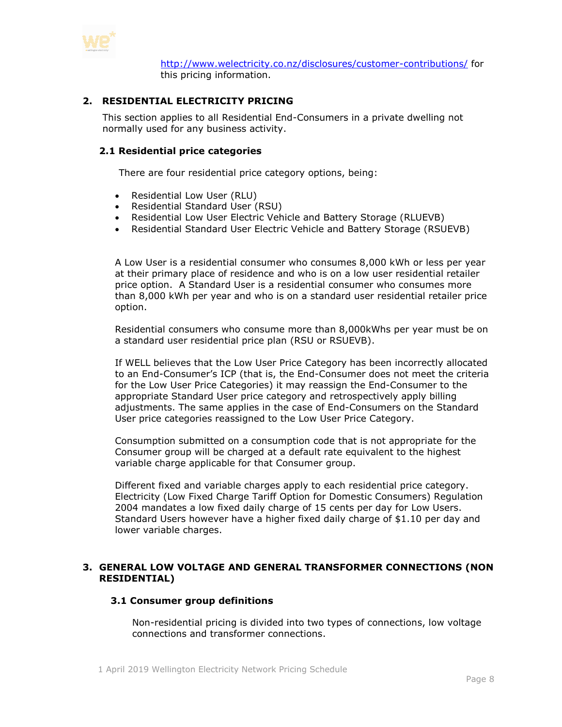http://www.welectricity.co.nz/disclosures/customer-contributions/ for this pricing information.

## 2. RESIDENTIAL ELECTRICITY PRICING

This section applies to all Residential End-Consumers in a private dwelling not normally used for any business activity.

### 2.1 Residential price categories

There are four residential price category options, being:

- Residential Low User (RLU)
- Residential Standard User (RSU)
- Residential Low User Electric Vehicle and Battery Storage (RLUEVB)
- Residential Standard User Electric Vehicle and Battery Storage (RSUEVB)

A Low User is a residential consumer who consumes 8,000 kWh or less per year at their primary place of residence and who is on a low user residential retailer price option. A Standard User is a residential consumer who consumes more than 8,000 kWh per year and who is on a standard user residential retailer price option.

Residential consumers who consume more than 8,000kWhs per year must be on a standard user residential price plan (RSU or RSUEVB).

If WELL believes that the Low User Price Category has been incorrectly allocated to an End-Consumer's ICP (that is, the End-Consumer does not meet the criteria for the Low User Price Categories) it may reassign the End-Consumer to the appropriate Standard User price category and retrospectively apply billing adjustments. The same applies in the case of End-Consumers on the Standard User price categories reassigned to the Low User Price Category.

Consumption submitted on a consumption code that is not appropriate for the Consumer group will be charged at a default rate equivalent to the highest variable charge applicable for that Consumer group.

Different fixed and variable charges apply to each residential price category. Electricity (Low Fixed Charge Tariff Option for Domestic Consumers) Regulation 2004 mandates a low fixed daily charge of 15 cents per day for Low Users. Standard Users however have a higher fixed daily charge of $1.10 per day and lower variable charges.

## 3. GENERAL LOW VOLTAGE AND GENERAL TRANSFORMER CONNECTIONS (NON RESIDENTIAL)

### 3.1 Consumer group definitions

Non-residential pricing is divided into two types of connections, low voltage connections and transformer connections.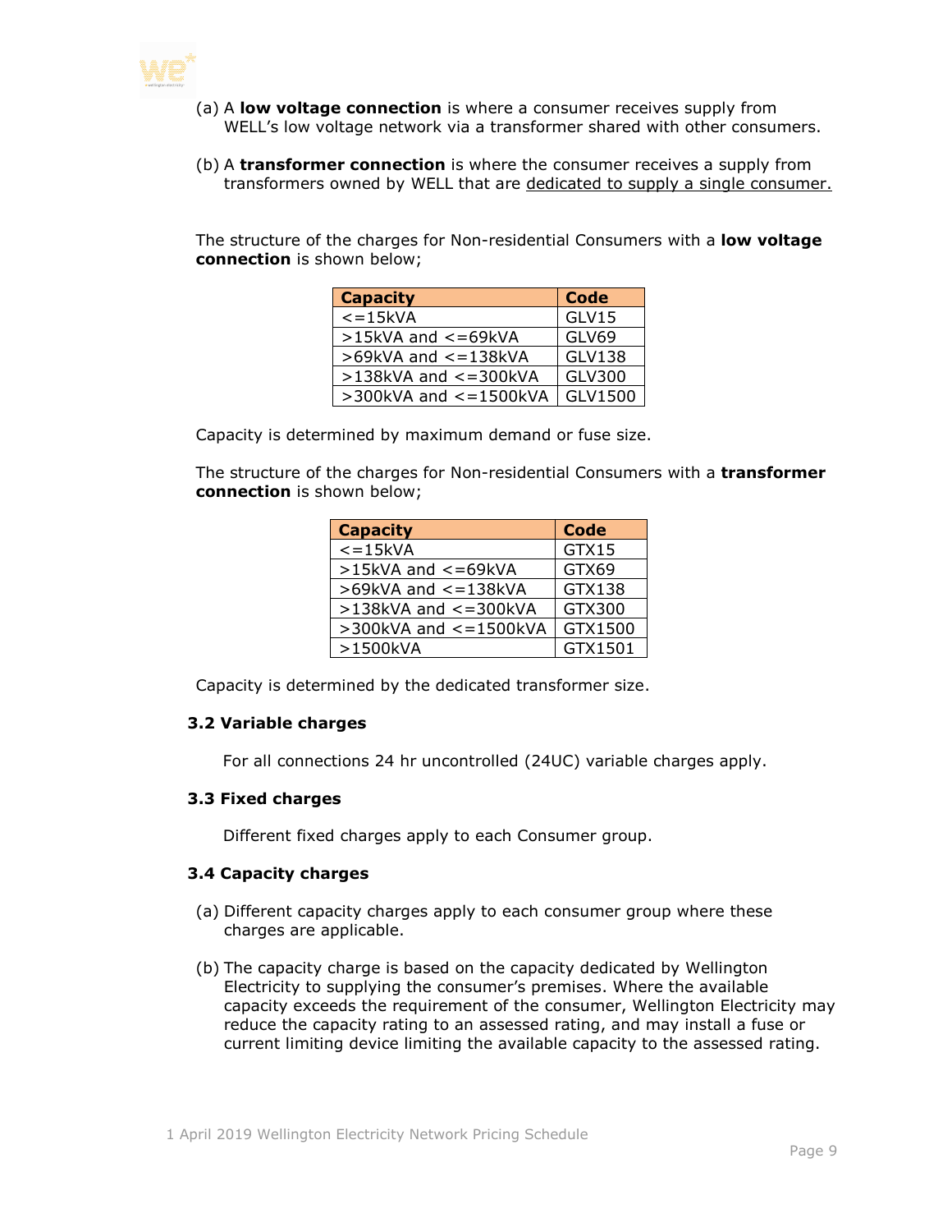(a) A **low voltage connection** is where a consumer receives supply from WELL's low voltage network via a transformer shared with other consumers.

(b) A **transformer connection** is where the consumer receives a supply from transformers owned by WELL that are dedicated to supply a single consumer.

The structure of the charges for Non-residential Consumers with a **low voltage connection** is shown below;

| Capacity | Code |
|---|---|
| <=15kVA | GLV15 |
| >15kVA and <=69kVA | GLV69 |
| >69kVA and <=138kVA | GLV138 |
| >138kVA and <=300kVA | GLV300 |
| >300kVA and <=1500kVA | GLV1500 |

Capacity is determined by maximum demand or fuse size.

The structure of the charges for Non-residential Consumers with a **transformer connection** is shown below;

| Capacity | Code |
|---|---|
| <=15kVA | GTX15 |
| >15kVA and <=69kVA | GTX69 |
| >69kVA and <=138kVA | GTX138 |
| >138kVA and <=300kVA | GTX300 |
| >300kVA and <=1500kVA | GTX1500 |
| >1500kVA | GTX1501 |

Capacity is determined by the dedicated transformer size.

### 3.2 Variable charges

For all connections 24 hr uncontrolled (24UC) variable charges apply.

### 3.3 Fixed charges

Different fixed charges apply to each Consumer group.

### 3.4 Capacity charges

(a) Different capacity charges apply to each consumer group where these charges are applicable.

(b) The capacity charge is based on the capacity dedicated by Wellington Electricity to supplying the consumer's premises. Where the available capacity exceeds the requirement of the consumer, Wellington Electricity may reduce the capacity rating to an assessed rating, and may install a fuse or current limiting device limiting the available capacity to the assessed rating.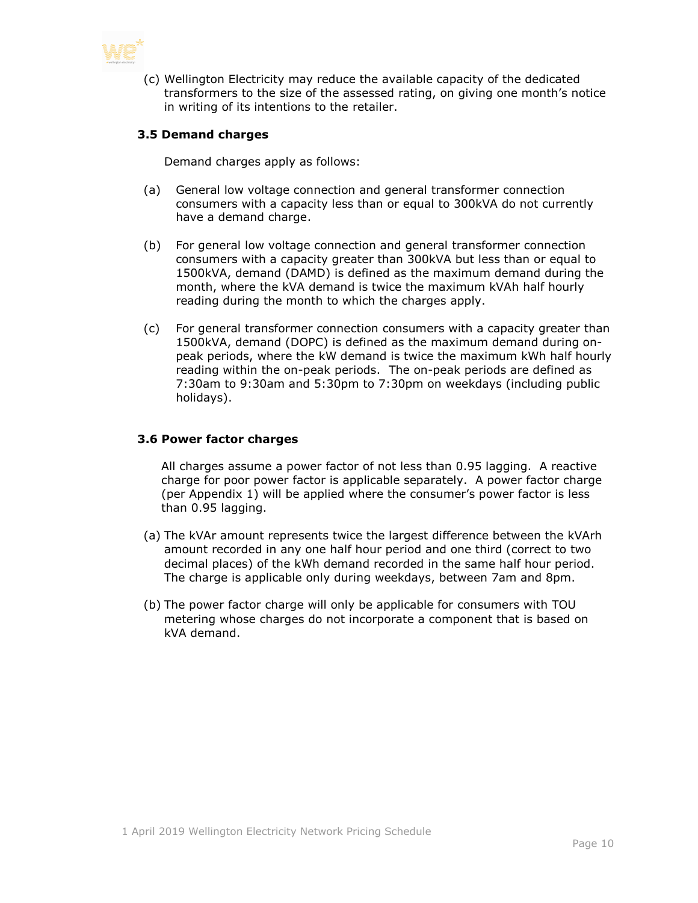(c) Wellington Electricity may reduce the available capacity of the dedicated transformers to the size of the assessed rating, on giving one month's notice in writing of its intentions to the retailer.

### 3.5 Demand charges

Demand charges apply as follows:

(a) General low voltage connection and general transformer connection consumers with a capacity less than or equal to 300kVA do not currently have a demand charge.

(b) For general low voltage connection and general transformer connection consumers with a capacity greater than 300kVA but less than or equal to 1500kVA, demand (DAMD) is defined as the maximum demand during the month, where the kVA demand is twice the maximum kVAh half hourly reading during the month to which the charges apply.

(c) For general transformer connection consumers with a capacity greater than 1500kVA, demand (DOPC) is defined as the maximum demand during on-peak periods, where the kW demand is twice the maximum kWh half hourly reading within the on-peak periods. The on-peak periods are defined as 7:30am to 9:30am and 5:30pm to 7:30pm on weekdays (including public holidays).

### 3.6 Power factor charges

All charges assume a power factor of not less than 0.95 lagging. A reactive charge for poor power factor is applicable separately. A power factor charge (per Appendix 1) will be applied where the consumer's power factor is less than 0.95 lagging.

(a) The kVAr amount represents twice the largest difference between the kVArh amount recorded in any one half hour period and one third (correct to two decimal places) of the kWh demand recorded in the same half hour period. The charge is applicable only during weekdays, between 7am and 8pm.

(b) The power factor charge will only be applicable for consumers with TOU metering whose charges do not incorporate a component that is based on kVA demand.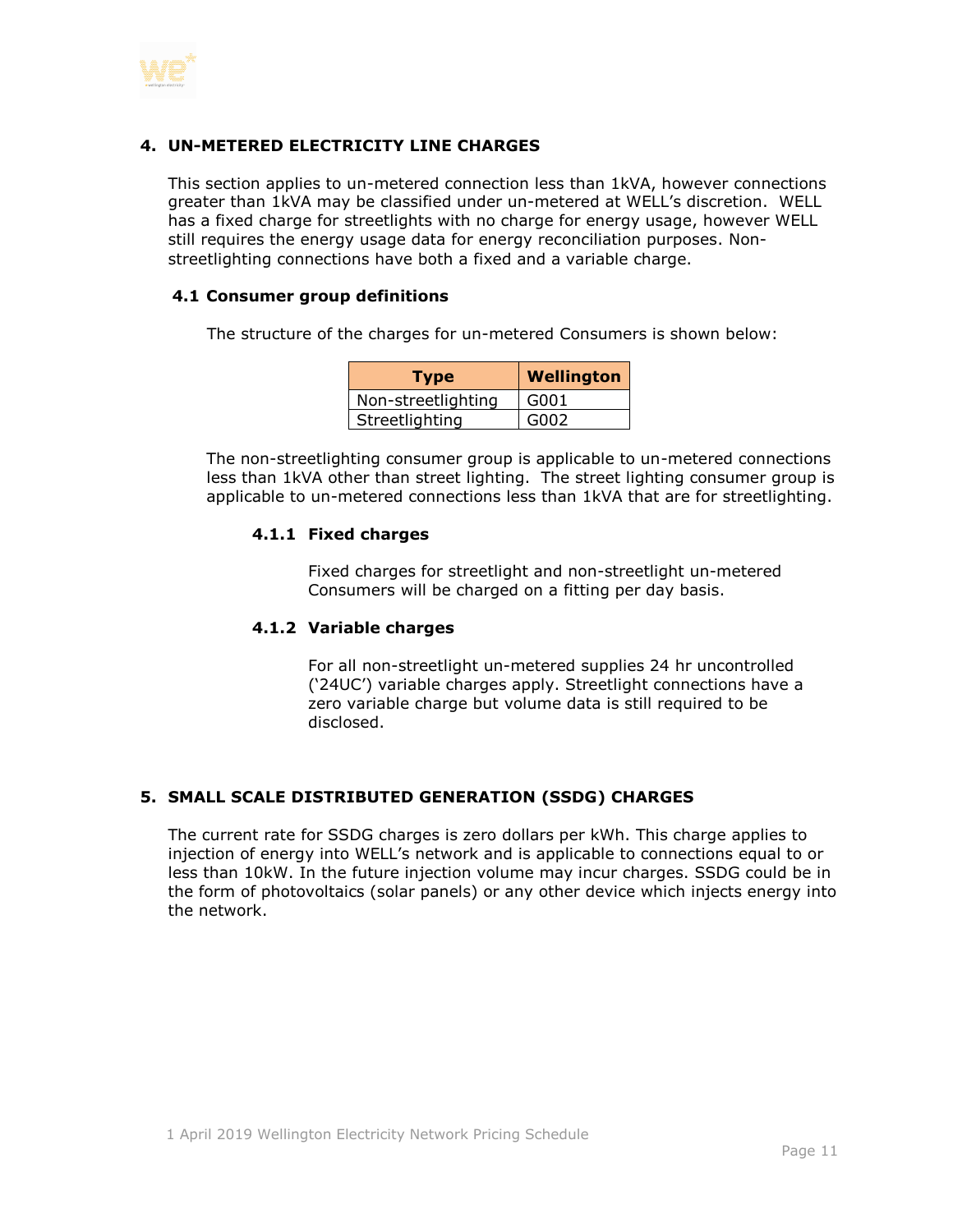# 4. UN-METERED ELECTRICITY LINE CHARGES

This section applies to un-metered connection less than 1kVA, however connections greater than 1kVA may be classified under un-metered at WELL's discretion. WELL has a fixed charge for streetlights with no charge for energy usage, however WELL still requires the energy usage data for energy reconciliation purposes. Non-streetlighting connections have both a fixed and a variable charge.

## 4.1 Consumer group definitions

The structure of the charges for un-metered Consumers is shown below:

| Type | Wellington |
|---|---|
| Non-streetlighting | G001 |
| Streetlighting | G002 |

The non-streetlighting consumer group is applicable to un-metered connections less than 1kVA other than street lighting. The street lighting consumer group is applicable to un-metered connections less than 1kVA that are for streetlighting.

### 4.1.1 Fixed charges

Fixed charges for streetlight and non-streetlight un-metered Consumers will be charged on a fitting per day basis.

### 4.1.2 Variable charges

For all non-streetlight un-metered supplies 24 hr uncontrolled ('24UC') variable charges apply. Streetlight connections have a zero variable charge but volume data is still required to be disclosed.

# 5. SMALL SCALE DISTRIBUTED GENERATION (SSDG) CHARGES

The current rate for SSDG charges is zero dollars per kWh. This charge applies to injection of energy into WELL's network and is applicable to connections equal to or less than 10kW. In the future injection volume may incur charges. SSDG could be in the form of photovoltaics (solar panels) or any other device which injects energy into the network.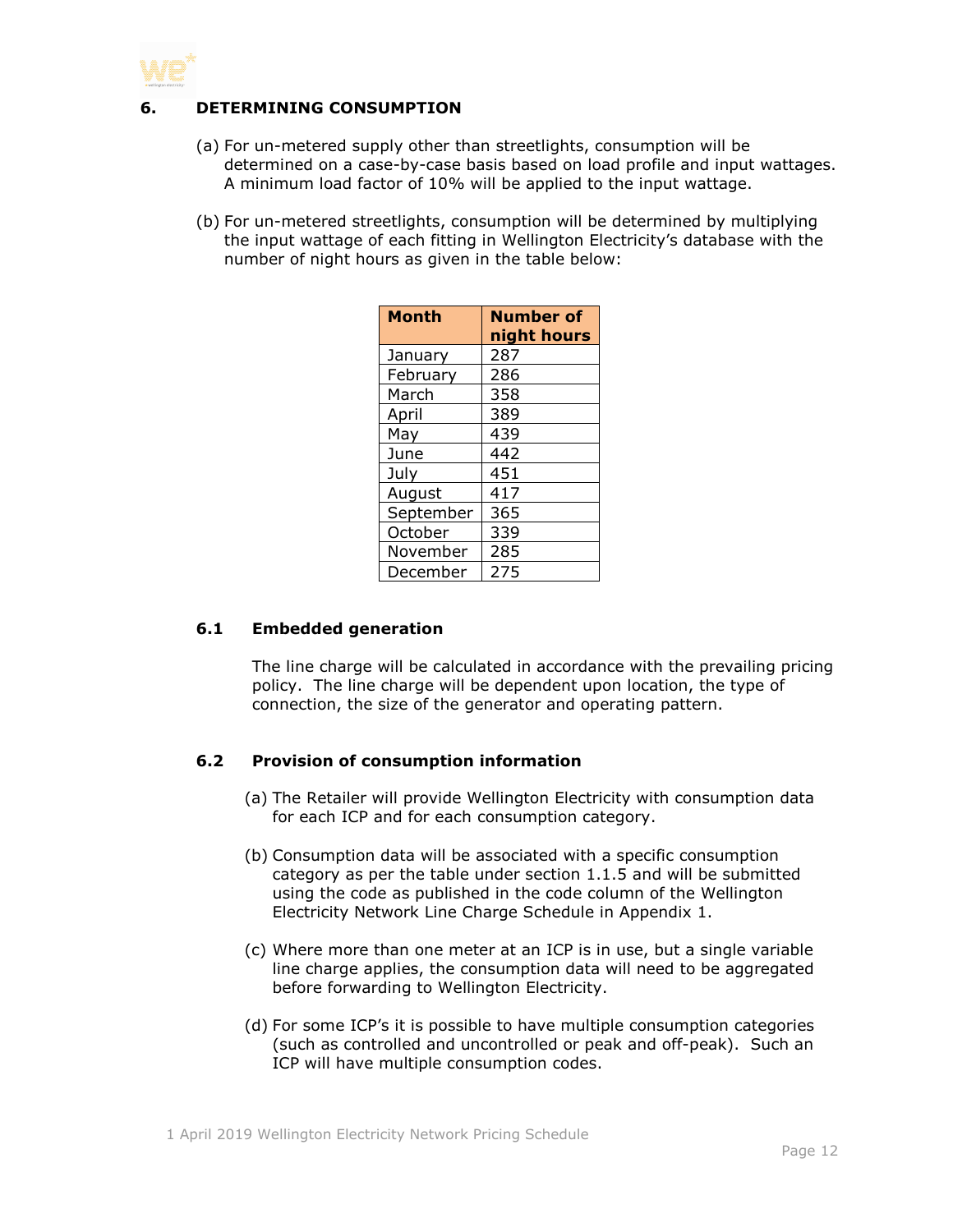## 6. DETERMINING CONSUMPTION

(a) For un-metered supply other than streetlights, consumption will be determined on a case-by-case basis based on load profile and input wattages. A minimum load factor of 10% will be applied to the input wattage.

(b) For un-metered streetlights, consumption will be determined by multiplying the input wattage of each fitting in Wellington Electricity's database with the number of night hours as given in the table below:

| Month | Number of night hours |
|---|---|
| January | 287 |
| February | 286 |
| March | 358 |
| April | 389 |
| May | 439 |
| June | 442 |
| July | 451 |
| August | 417 |
| September | 365 |
| October | 339 |
| November | 285 |
| December | 275 |

### 6.1 Embedded generation

The line charge will be calculated in accordance with the prevailing pricing policy. The line charge will be dependent upon location, the type of connection, the size of the generator and operating pattern.

### 6.2 Provision of consumption information

(a) The Retailer will provide Wellington Electricity with consumption data for each ICP and for each consumption category.

(b) Consumption data will be associated with a specific consumption category as per the table under section 1.1.5 and will be submitted using the code as published in the code column of the Wellington Electricity Network Line Charge Schedule in Appendix 1.

(c) Where more than one meter at an ICP is in use, but a single variable line charge applies, the consumption data will need to be aggregated before forwarding to Wellington Electricity.

(d) For some ICP's it is possible to have multiple consumption categories (such as controlled and uncontrolled or peak and off-peak). Such an ICP will have multiple consumption codes.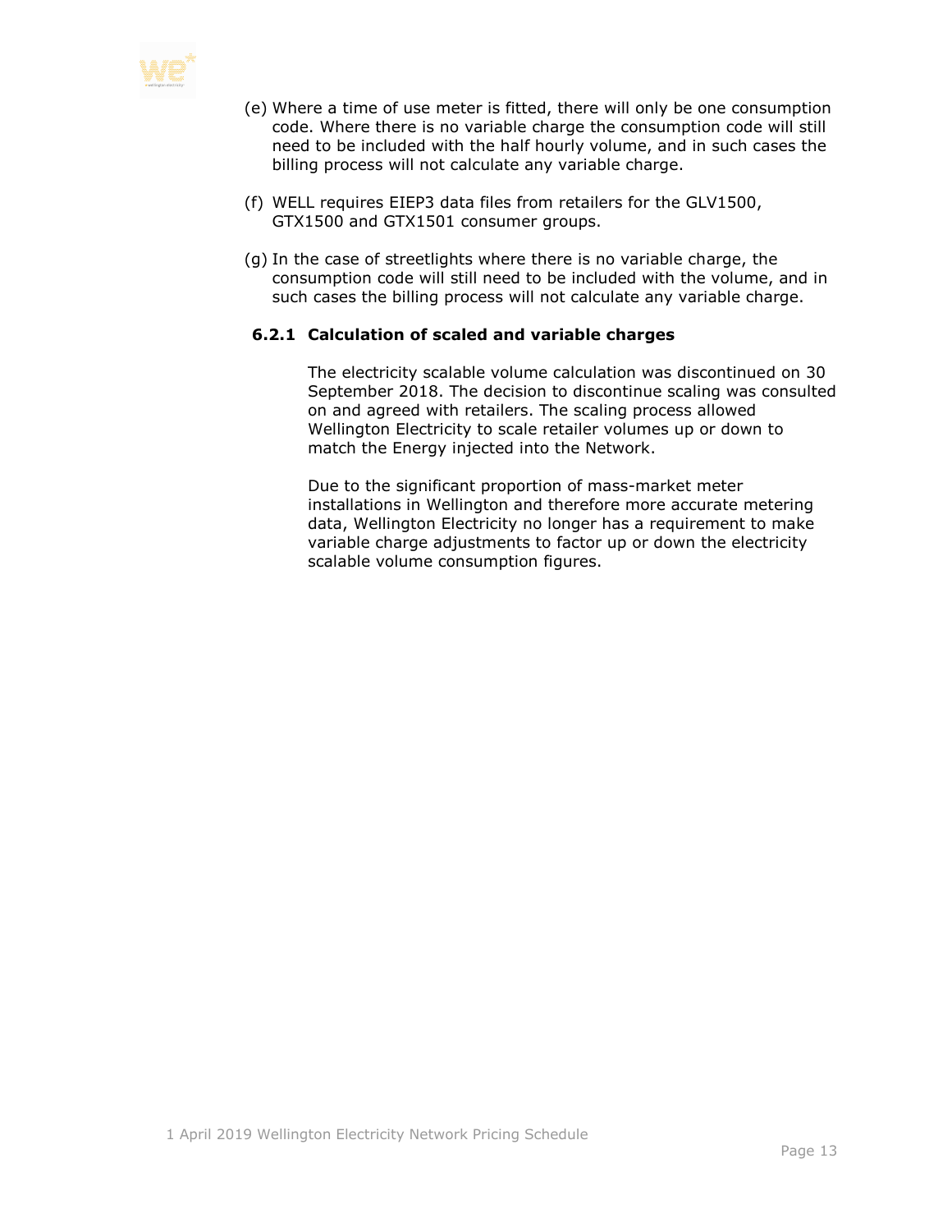(e) Where a time of use meter is fitted, there will only be one consumption code. Where there is no variable charge the consumption code will still need to be included with the half hourly volume, and in such cases the billing process will not calculate any variable charge.

(f) WELL requires EIEP3 data files from retailers for the GLV1500, GTX1500 and GTX1501 consumer groups.

(g) In the case of streetlights where there is no variable charge, the consumption code will still need to be included with the volume, and in such cases the billing process will not calculate any variable charge.

### 6.2.1 Calculation of scaled and variable charges

The electricity scalable volume calculation was discontinued on 30 September 2018. The decision to discontinue scaling was consulted on and agreed with retailers. The scaling process allowed Wellington Electricity to scale retailer volumes up or down to match the Energy injected into the Network.

Due to the significant proportion of mass-market meter installations in Wellington and therefore more accurate metering data, Wellington Electricity no longer has a requirement to make variable charge adjustments to factor up or down the electricity scalable volume consumption figures.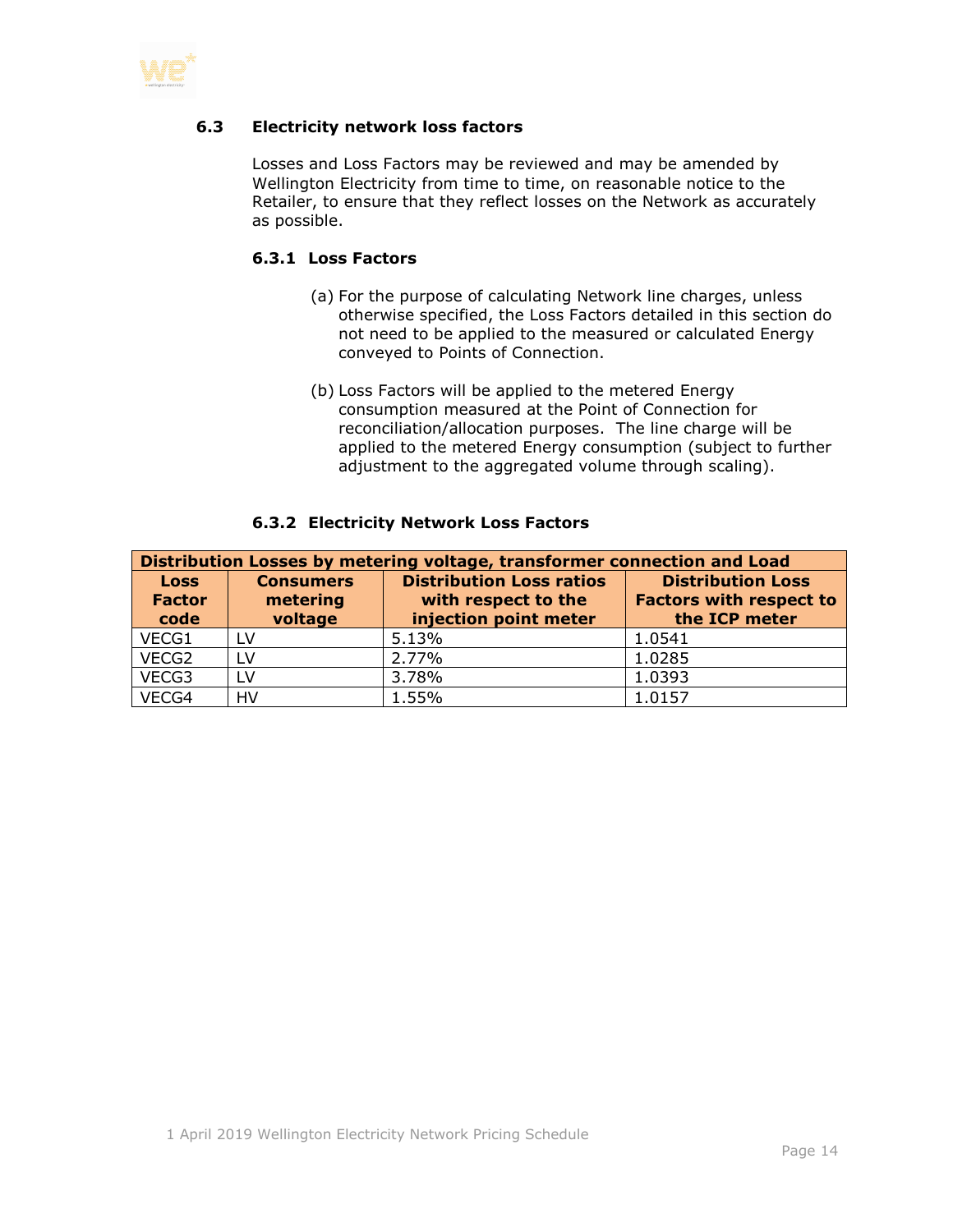### 6.3 Electricity network loss factors

Losses and Loss Factors may be reviewed and may be amended by Wellington Electricity from time to time, on reasonable notice to the Retailer, to ensure that they reflect losses on the Network as accurately as possible.

#### 6.3.1 Loss Factors

(a) For the purpose of calculating Network line charges, unless otherwise specified, the Loss Factors detailed in this section do not need to be applied to the measured or calculated Energy conveyed to Points of Connection.

(b) Loss Factors will be applied to the metered Energy consumption measured at the Point of Connection for reconciliation/allocation purposes. The line charge will be applied to the metered Energy consumption (subject to further adjustment to the aggregated volume through scaling).

#### 6.3.2 Electricity Network Loss Factors

| Distribution Losses by metering voltage, transformer connection and Load | | | |
|---|---|---|---|
| **Loss Factor code** | **Consumers metering voltage** | **Distribution Loss ratios with respect to the injection point meter** | **Distribution Loss Factors with respect to the ICP meter** |
| VECG1 | LV | 5.13% | 1.0541 |
| VECG2 | LV | 2.77% | 1.0285 |
| VECG3 | LV | 3.78% | 1.0393 |
| VECG4 | HV | 1.55% | 1.0157 |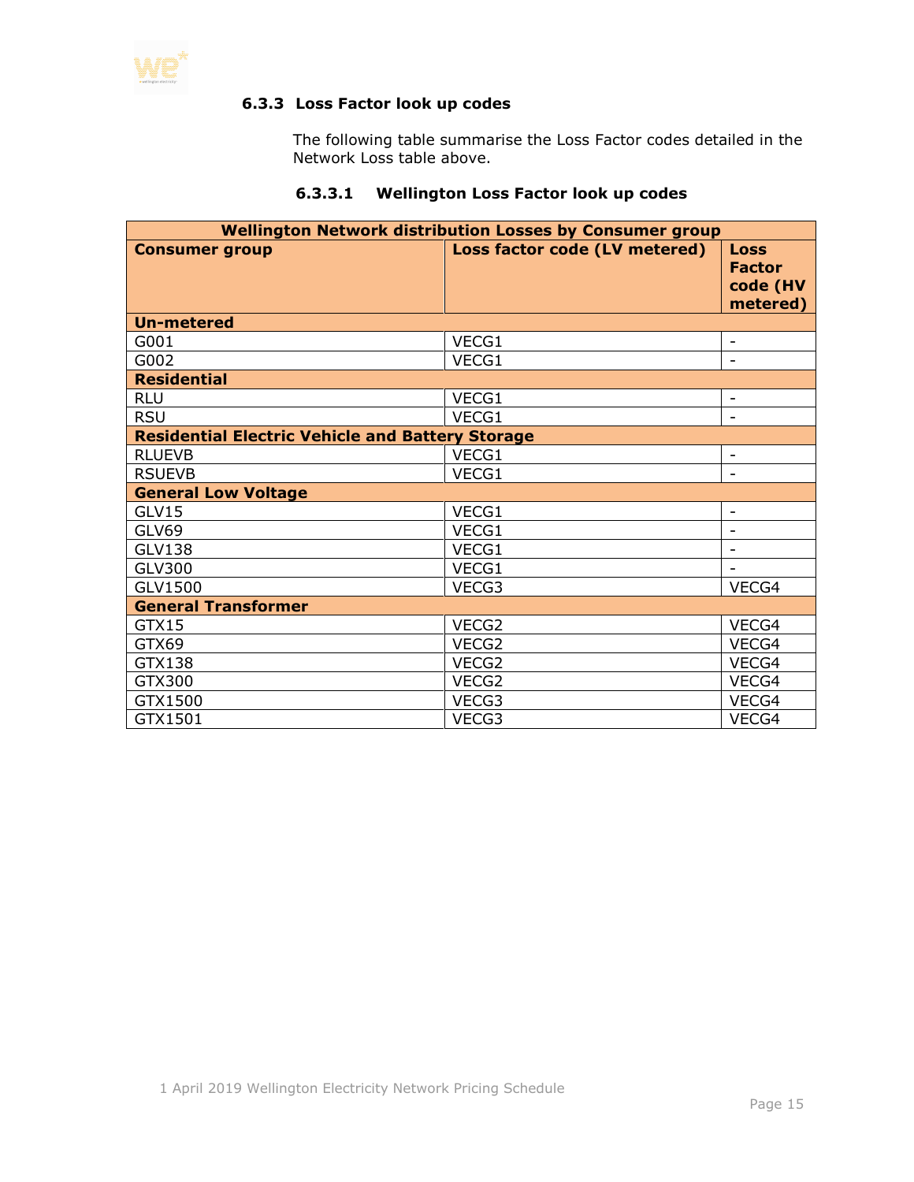### 6.3.3 Loss Factor look up codes

The following table summarise the Loss Factor codes detailed in the Network Loss table above.

#### 6.3.3.1 Wellington Loss Factor look up codes

| Wellington Network distribution Losses by Consumer group | | |
|---|---|---|
| **Consumer group** | **Loss factor code (LV metered)** | **Loss Factor code (HV metered)** |
| **Un-metered** | | |
| G001 | VECG1 | - |
| G002 | VECG1 | - |
| **Residential** | | |
| RLU | VECG1 | - |
| RSU | VECG1 | - |
| **Residential Electric Vehicle and Battery Storage** | | |
| RLUEVB | VECG1 | - |
| RSUEVB | VECG1 | - |
| **General Low Voltage** | | |
| GLV15 | VECG1 | - |
| GLV69 | VECG1 | - |
| GLV138 | VECG1 | - |
| GLV300 | VECG1 | - |
| GLV1500 | VECG3 | VECG4 |
| **General Transformer** | | |
| GTX15 | VECG2 | VECG4 |
| GTX69 | VECG2 | VECG4 |
| GTX138 | VECG2 | VECG4 |
| GTX300 | VECG2 | VECG4 |
| GTX1500 | VECG3 | VECG4 |
| GTX1501 | VECG3 | VECG4 |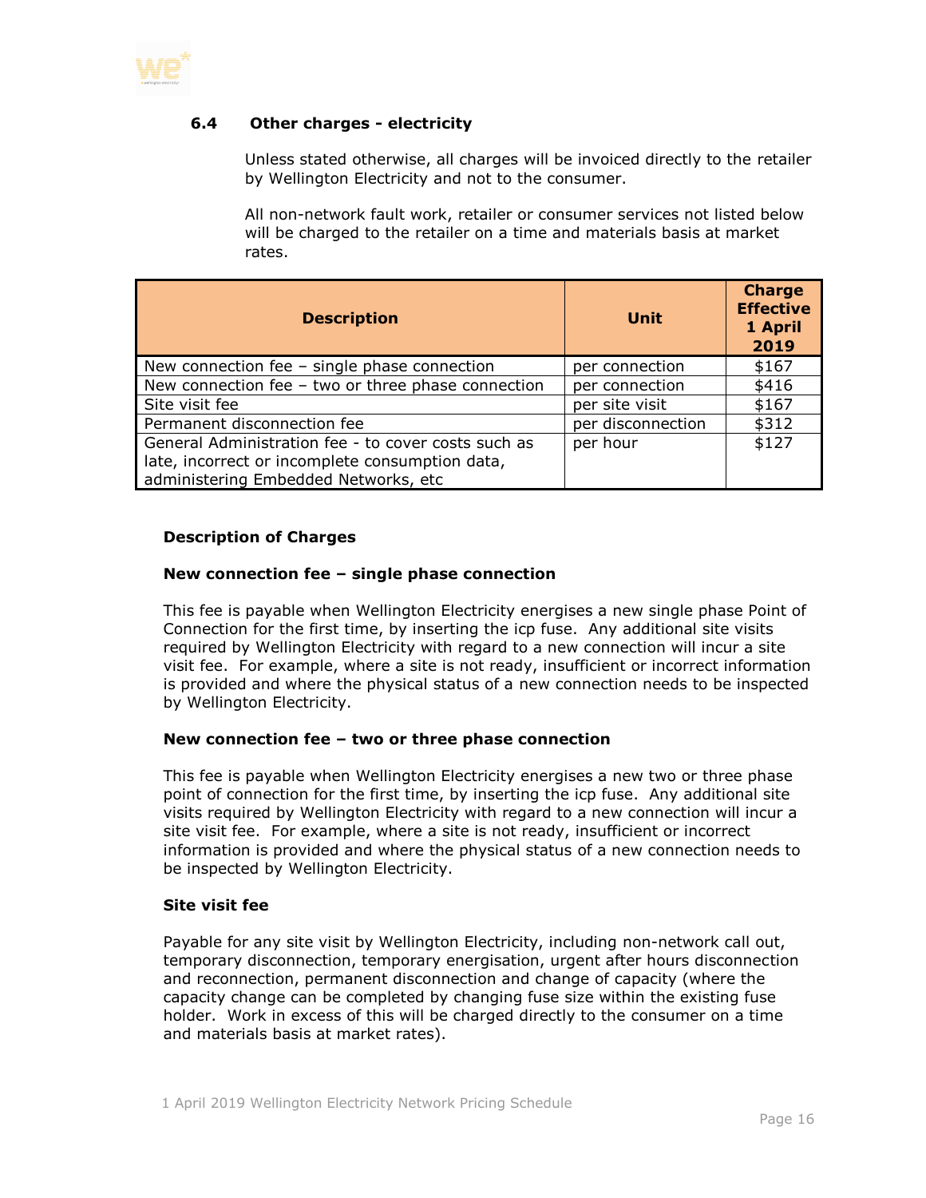### 6.4 Other charges - electricity

Unless stated otherwise, all charges will be invoiced directly to the retailer by Wellington Electricity and not to the consumer.

All non-network fault work, retailer or consumer services not listed below will be charged to the retailer on a time and materials basis at market rates.

| Description | Unit | Charge Effective 1 April 2019 |
|---|---|---|
| New connection fee – single phase connection | per connection | $167 |
| New connection fee – two or three phase connection | per connection | $416 |
| Site visit fee | per site visit | $167 |
| Permanent disconnection fee | per disconnection | $312 |
| General Administration fee - to cover costs such as late, incorrect or incomplete consumption data, administering Embedded Networks, etc | per hour | $127 |

**Description of Charges**

**New connection fee – single phase connection**

This fee is payable when Wellington Electricity energises a new single phase Point of Connection for the first time, by inserting the icp fuse. Any additional site visits required by Wellington Electricity with regard to a new connection will incur a site visit fee. For example, where a site is not ready, insufficient or incorrect information is provided and where the physical status of a new connection needs to be inspected by Wellington Electricity.

**New connection fee – two or three phase connection**

This fee is payable when Wellington Electricity energises a new two or three phase point of connection for the first time, by inserting the icp fuse. Any additional site visits required by Wellington Electricity with regard to a new connection will incur a site visit fee. For example, where a site is not ready, insufficient or incorrect information is provided and where the physical status of a new connection needs to be inspected by Wellington Electricity.

**Site visit fee**

Payable for any site visit by Wellington Electricity, including non-network call out, temporary disconnection, temporary energisation, urgent after hours disconnection and reconnection, permanent disconnection and change of capacity (where the capacity change can be completed by changing fuse size within the existing fuse holder. Work in excess of this will be charged directly to the consumer on a time and materials basis at market rates).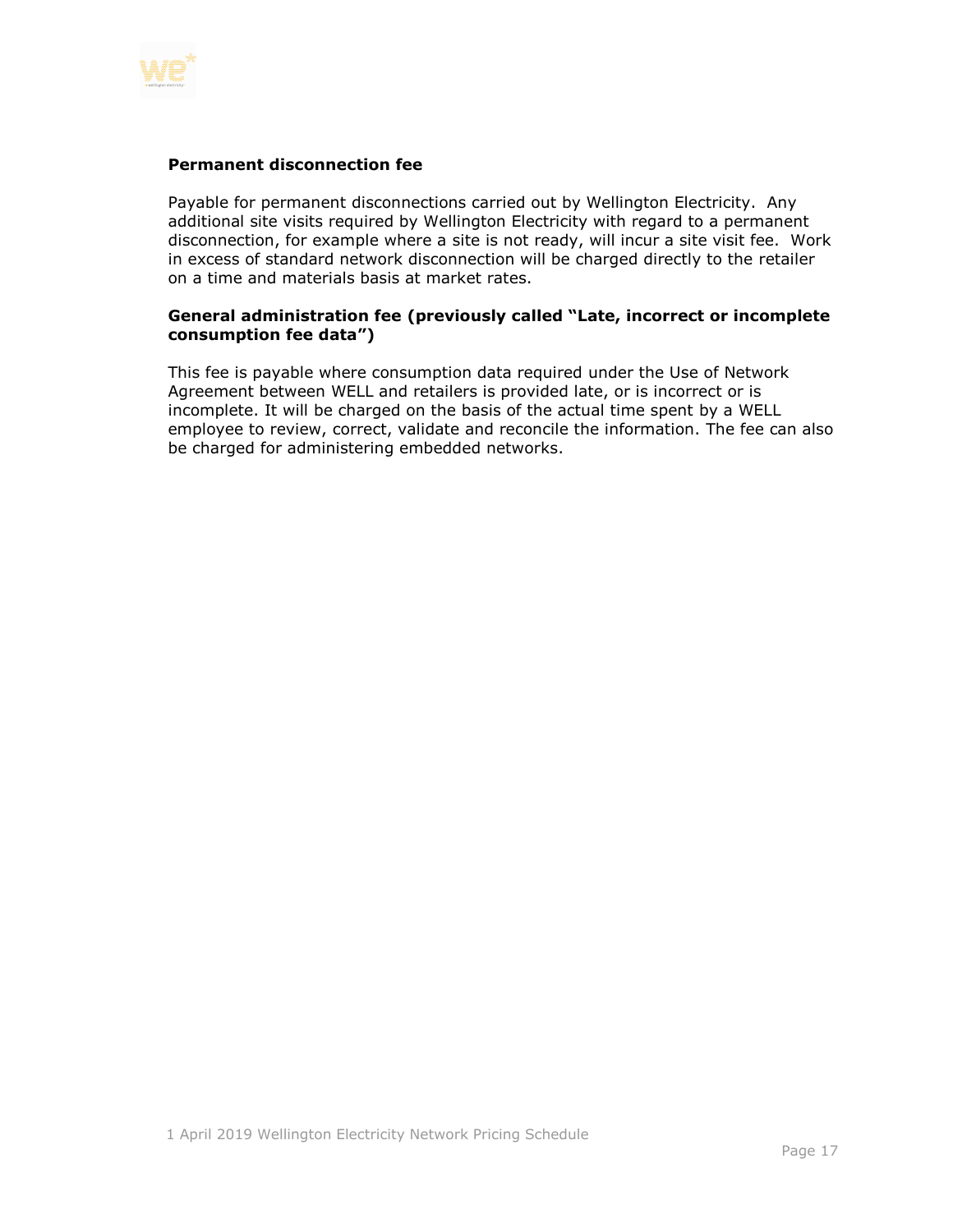**Permanent disconnection fee**

Payable for permanent disconnections carried out by Wellington Electricity. Any additional site visits required by Wellington Electricity with regard to a permanent disconnection, for example where a site is not ready, will incur a site visit fee. Work in excess of standard network disconnection will be charged directly to the retailer on a time and materials basis at market rates.

**General administration fee (previously called "Late, incorrect or incomplete consumption fee data")**

This fee is payable where consumption data required under the Use of Network Agreement between WELL and retailers is provided late, or is incorrect or is incomplete. It will be charged on the basis of the actual time spent by a WELL employee to review, correct, validate and reconcile the information. The fee can also be charged for administering embedded networks.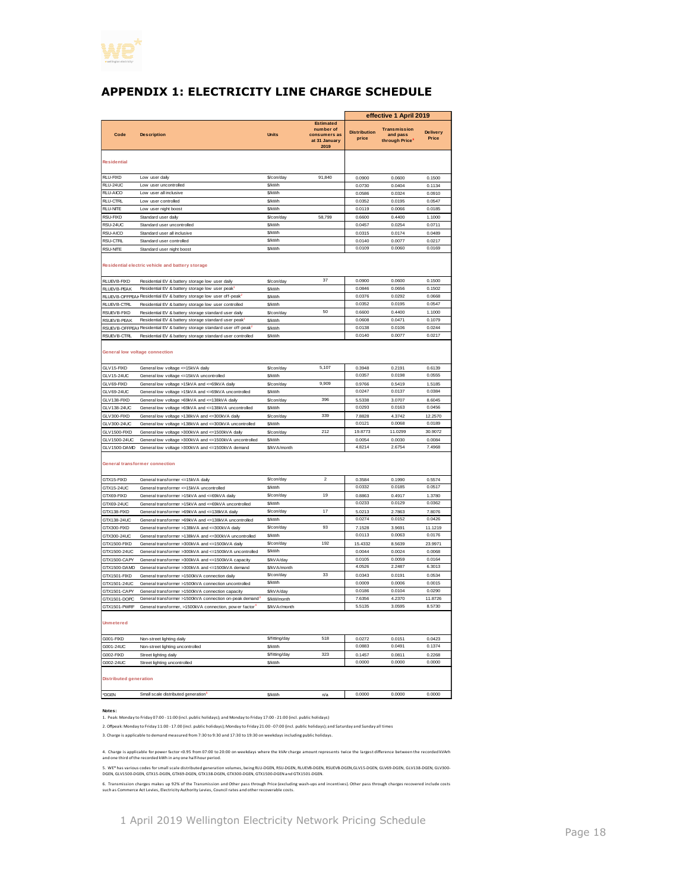# APPENDIX 1: ELECTRICITY LINE CHARGE SCHEDULE

| Code | Description | Units | Estimated number of consumers as at 31 January 2019 | effective 1 April 2019 | | |
|---|---|---|---|---|---|---|
| | | | | Distribution price | Transmission and pass through Price[6] | Delivery Price |
| **Residential** | | | | | | |
| RLU-FIXD | Low user daily | $/con/day | 91,840 | 0.0900 | 0.0600 | 0.1500 |
| RLU-24UC | Low user uncontrolled | $/kWh | | 0.0730 | 0.0404 | 0.1134 |
| RLU-AICO | Low user all inclusive | $/kWh | | 0.0586 | 0.0324 | 0.0910 |
| RLU-CTRL | Low user controlled | $/kWh | | 0.0352 | 0.0195 | 0.0547 |
| RLU-NITE | Low user night boost | $/kWh | | 0.0119 | 0.0066 | 0.0185 |
| RSU-FIXD | Standard user daily | $/con/day | 58,799 | 0.6600 | 0.4400 | 1.1000 |
| RSU-24UC | Standard user uncontrolled | $/kWh | | 0.0457 | 0.0254 | 0.0711 |
| RSU-AICO | Standard user all inclusive | $/kWh | | 0.0315 | 0.0174 | 0.0489 |
| RSU-CTRL | Standard user controlled | $/kWh | | 0.0140 | 0.0077 | 0.0217 |
| RSU-NITE | Standard user night boost | $/kWh | | 0.0109 | 0.0060 | 0.0169 |
| **Residential electric vehicle and battery storage** | | | | | | |
| RLUEVB-FIXD | Residential EV & battery storage low user daily | $/con/day | 37 | 0.0900 | 0.0600 | 0.1500 |
| RLUEVB-PEAK | Residential EV & battery storage low user peak[1] | $/kWh | | 0.0846 | 0.0656 | 0.1502 |
| RLUEVB-OFFPEAK | Residential EV & battery storage low user off-peak[2] | $/kWh | | 0.0376 | 0.0292 | 0.0668 |
| RLUEVB-CTRL | Residential EV & battery storage low user controlled | $/kWh | | 0.0352 | 0.0195 | 0.0547 |
| RSUEVB-FIXD | Residential EV & battery storage standard user daily | $/con/day | 50 | 0.6600 | 0.4400 | 1.1000 |
| RSUEVB-PEAK | Residential EV & battery storage standard user peak[1] | $/kWh | | 0.0608 | 0.0471 | 0.1079 |
| RSUEVB-OFFPEAK | Residential EV & battery storage standard user off-peak[2] | $/kWh | | 0.0138 | 0.0106 | 0.0244 |
| RSUEVB-CTRL | Residential EV & battery storage standard user controlled | $/kWh | | 0.0140 | 0.0077 | 0.0217 |
| **General low voltage connection** | | | | | | |
| GLV15-FIXD | General low voltage <=15kVA daily | $/con/day | 5,107 | 0.3948 | 0.2191 | 0.6139 |
| GLV15-24UC | General low voltage <=15kVA uncontrolled | $/kWh | | 0.0357 | 0.0198 | 0.0555 |
| GLV69-FIXD | General low voltage >15kVA and <=69kVA daily | $/con/day | 9,909 | 0.9766 | 0.5419 | 1.5185 |
| GLV69-24UC | General low voltage >15kVA and <=69kVA uncontrolled | $/kWh | | 0.0247 | 0.0137 | 0.0384 |
| GLV138-FIXD | General low voltage >69kVA and <=138kVA daily | $/con/day | 396 | 5.5338 | 3.0707 | 8.6045 |
| GLV138-24UC | General low voltage >69kVA and <=138kVA uncontrolled | $/kWh | | 0.0293 | 0.0163 | 0.0456 |
| GLV300-FIXD | General low voltage >138kVA and <=300kVA daily | $/con/day | 339 | 7.8828 | 4.3742 | 12.2570 |
| GLV300-24UC | General low voltage >138kVA and <=300kVA uncontrolled | $/kWh | | 0.0121 | 0.0068 | 0.0189 |
| GLV1500-FIXD | General low voltage >300kVA and <=1500kVA daily | $/con/day | 212 | 19.8773 | 11.0299 | 30.9072 |
| GLV1500-24UC | General low voltage >300kVA and <=1500kVA uncontrolled | $/kWh | | 0.0054 | 0.0030 | 0.0084 |
| GLV1500-DAMD | General low voltage >300kVA and <=1500kVA demand | $/kVA/month | | 4.8214 | 2.6754 | 7.4968 |
| **General transformer connection** | | | | | | |
| GTX15-FIXD | General transformer <=15kVA daily | $/con/day | 2 | 0.3584 | 0.1990 | 0.5574 |
| GTX15-24UC | General transformer <=15kVA uncontrolled | $/kWh | | 0.0332 | 0.0185 | 0.0517 |
| GTX69-FIXD | General transformer >15kVA and <=69kVA daily | $/con/day | 19 | 0.8863 | 0.4917 | 1.3780 |
| GTX69-24UC | General transformer >15kVA and <=69kVA uncontrolled | $/kWh | | 0.0233 | 0.0129 | 0.0362 |
| GTX138-FIXD | General transformer >69kVA and <=138kVA daily | $/con/day | 17 | 5.0213 | 2.7863 | 7.8076 |
| GTX138-24UC | General transformer >69kVA and <=138kVA uncontrolled | $/kWh | | 0.0274 | 0.0152 | 0.0426 |
| GTX300-FIXD | General transformer >138kVA and <=300kVA daily | $/con/day | 93 | 7.1528 | 3.9691 | 11.1219 |
| GTX300-24UC | General transformer >138kVA and <=300kVA uncontrolled | $/kWh | | 0.0113 | 0.0063 | 0.0176 |
| GTX1500-FIXD | General transformer >300kVA and <=1500kVA daily | $/con/day | 192 | 15.4332 | 8.5639 | 23.9971 |
| GTX1500-24UC | General transformer >300kVA and <=1500kVA uncontrolled | $/kWh | | 0.0044 | 0.0024 | 0.0068 |
| GTX1500-CAPY | General transformer >300kVA and <=1500kVA capacity | $/kVA/day | | 0.0105 | 0.0059 | 0.0164 |
| GTX1500-DAMD | General transformer >300kVA and <=1500kVA demand | $/kVA/month | | 4.0526 | 2.2487 | 6.3013 |
| GTX1501-FIXD | General transformer >1500kVA connection daily | $/con/day | 33 | 0.0343 | 0.0191 | 0.0534 |
| GTX1501-24UC | General transformer >1500kVA connection uncontrolled | $/kWh | | 0.0009 | 0.0006 | 0.0015 |
| GTX1501-CAPY | General transformer >1500kVA connection capacity | $/kVA/day | | 0.0186 | 0.0104 | 0.0290 |
| GTX1501-DOPC | General transformer >1500kVA connection on-peak demand[3] | $/kW/month | | 7.6356 | 4.2370 | 11.8726 |
| GTX1501-PWRF | General transformer, >1500kVA connection, power factor[4] | $/kVAr/month | | 5.5135 | 3.0595 | 8.5730 |
| **Unmetered** | | | | | | |
| G001-FIXD | Non-street lighting daily | $/fitting/day | 518 | 0.0272 | 0.0151 | 0.0423 |
| G001-24UC | Non-street lighting uncontrolled | $/kWh | | 0.0883 | 0.0491 | 0.1374 |
| G002-FIXD | Street lighting daily | $/fitting/day | 323 | 0.1457 | 0.0811 | 0.2268 |
| G002-24UC | Street lighting uncontrolled | $/kWh | | 0.0000 | 0.0000 | 0.0000 |
| **Distributed generation** | | | | | | |
| *DGEN | Small scale distributed generation[5] | $/kWh | n/a | 0.0000 | 0.0000 | 0.0000 |

**Notes:**

1. Peak: Monday to Friday 07:00 - 11:00 (incl. public holidays); and Monday to Friday 17:00 - 21:00 (incl. public holidays)

2. Offpeak: Monday to Friday 11:00 - 17:00 (incl. public holidays); Monday to Friday 21:00 - 07:00 (incl. public holidays); and Saturday and Sunday all times

3. Charge is applicable to demand measured from 7:30 to 9:30 and 17:30 to 19:30 on weekdays including public holidays.

4. Charge is applicable for power factor <0.95 from 07:00 to 20:00 on weekdays where the kVAr charge amount represents twice the largest difference between the recorded kVArh and one third of the recorded kWh in any one half-hour period.

5. WE* has various codes for small scale distributed generation volumes, being RLU-DGEN, RSU-DGEN, RLUEVB-DGEN, RSUEVB-DGEN,GLV15-DGEN, GLV69-DGEN, GLV138-DGEN, GLV300-DGEN, GLV1500-DGEN, GTX15-DGEN, GTX69-DGEN, GTX138-DGEN, GTX300-DGEN, GTX1500-DGEN and GTX1501-DGEN.

6. Transmission charges makes up 92% of the Transmission and Other pass through Price (excluding wash-ups and incentives). Other pass through charges recovered include costs such as Commerce Act Levies, Electricity Authority Levies, Council rates and other recoverable costs.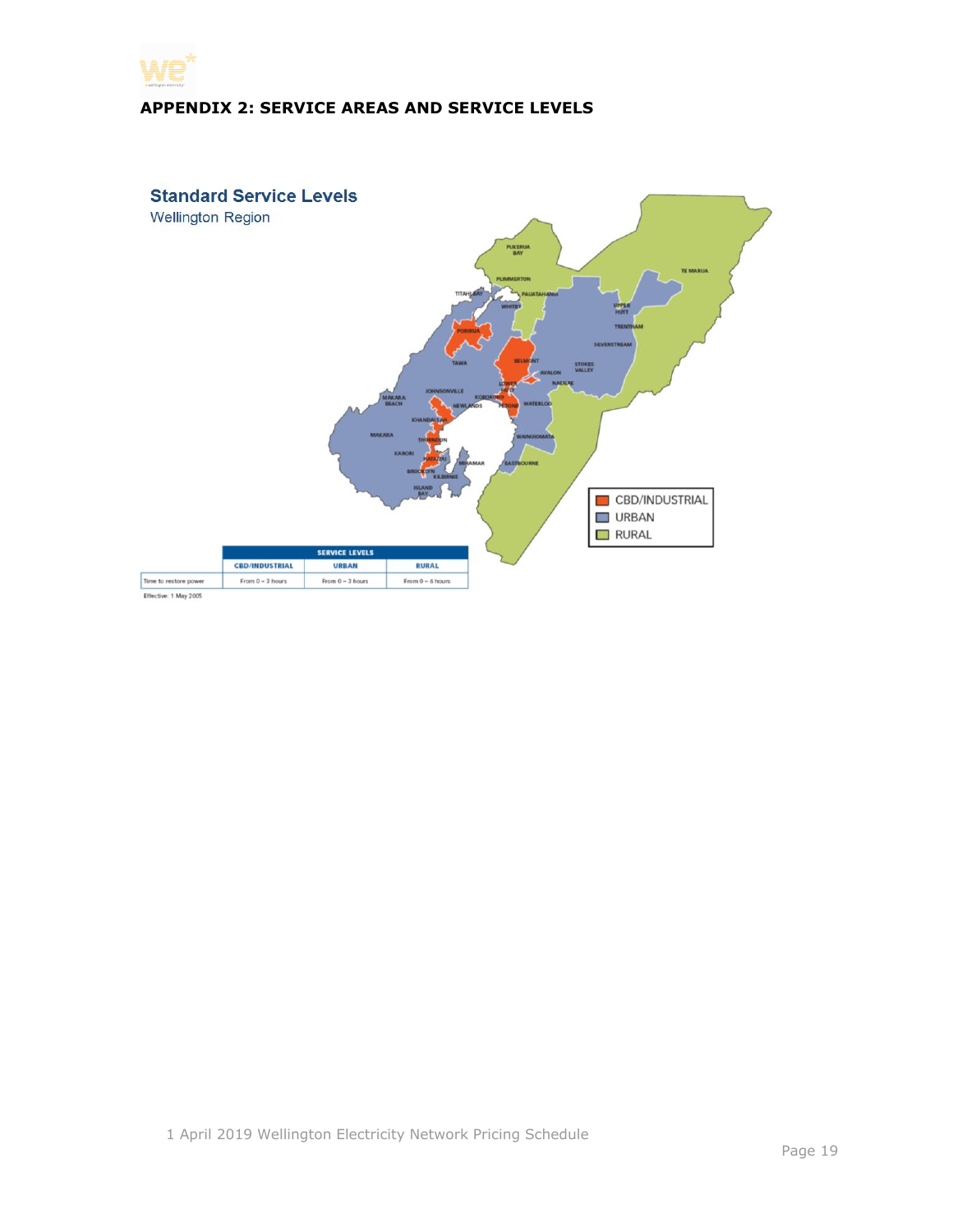## APPENDIX 2: SERVICE AREAS AND SERVICE LEVELS

**Standard Service Levels**

Wellington Region

PUKERUA BAY
PLIMMERTON
TITAHI BAY
PAUATAHANUI
WHITBY
PORIRUA
TAWA
BELMONT
TE MARUA
UPPER HUTT
TRENTHAM
SILVERSTREAM
STOKES VALLEY
AVALON
NAENAE
LOWER HUTT
JOHNSONVILLE
MAKARA BEACH
KOROKORO
PETONE
WATERLOO
NEWLANDS
KHANDALLAH
MAKARA
THORNDON
WAINUIOMATA
KARORI
HATAITAI
MIRAMAR
EASTBOURNE
BROOKLYN
KILBIRNIE
ISLAND BAY

CBD/INDUSTRIAL
URBAN
RURAL

| | SERVICE LEVELS | | |
|---|---|---|---|
| | CBD/INDUSTRIAL | URBAN | RURAL |
| Time to restore power | From 0 – 3 hours | From 0 – 3 hours | From 0 – 6 hours |

Effective: 1 May 2005